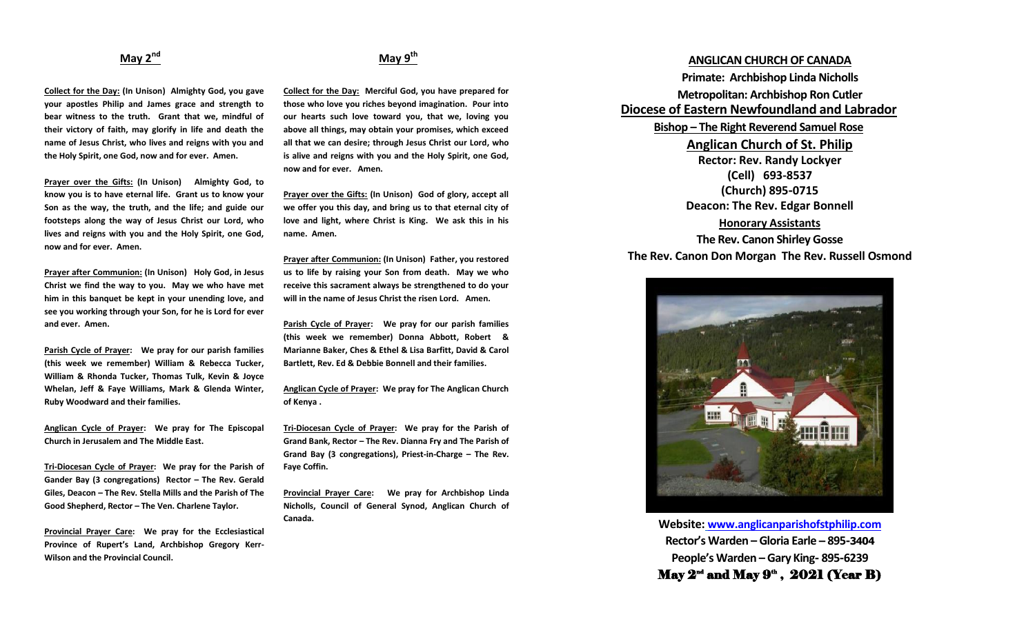## May 2nd

**Collect for the Day: (In Unison) Almighty God, you gave your apostles Philip and James grace and strength to bear witness to the truth. Grant that we, mindful of their victory of faith, may glorify in life and death the name of Jesus Christ, who lives and reigns with you and the Holy Spirit, one God, now and for ever. Amen.**

**Prayer over the Gifts: (In Unison) Almighty God, to know you is to have eternal life. Grant us to know your Son as the way, the truth, and the life; and guide our footsteps along the way of Jesus Christ our Lord, who lives and reigns with you and the Holy Spirit, one God, now and for ever. Amen.**

**Prayer after Communion: (In Unison) Holy God, in Jesus Christ we find the way to you. May we who have met him in this banquet be kept in your unending love, and see you working through your Son, for he is Lord for ever and ever. Amen.**

**Parish Cycle of Prayer: We pray for our parish families (this week we remember) William & Rebecca Tucker, William & Rhonda Tucker, Thomas Tulk, Kevin & Joyce Whelan, Jeff & Faye Williams, Mark & Glenda Winter, Ruby Woodward and their families.**

**Anglican Cycle of Prayer: We pray for The Episcopal Church in Jerusalem and The Middle East.**

**Tri-Diocesan Cycle of Prayer: We pray for the Parish of Gander Bay (3 congregations) Rector – The Rev. Gerald Giles, Deacon – The Rev. Stella Mills and the Parish of The Good Shepherd, Rector – The Ven. Charlene Taylor.**

**Provincial Prayer Care: We pray for the Ecclesiastical Province of Rupert's Land, Archbishop Gregory Kerr-Wilson and the Provincial Council.**

## May 9th

**Collect for the Day: Merciful God, you have prepared for those who love you riches beyond imagination. Pour into our hearts such love toward you, that we, loving you above all things, may obtain your promises, which exceed all that we can desire; through Jesus Christ our Lord, who is alive and reigns with you and the Holy Spirit, one God, now and for ever. Amen.**

**Prayer over the Gifts: (In Unison) God of glory, accept all we offer you this day, and bring us to that eternal city of love and light, where Christ is King. We ask this in his name. Amen.**

**Prayer after Communion: (In Unison) Father, you restored us to life by raising your Son from death. May we who receive this sacrament always be strengthened to do your will in the name of Jesus Christ the risen Lord. Amen.**

**Parish Cycle of Prayer: We pray for our parish families (this week we remember) Donna Abbott, Robert & Marianne Baker, Ches & Ethel & Lisa Barfitt, David & Carol Bartlett, Rev. Ed & Debbie Bonnell and their families.**

**Anglican Cycle of Prayer: We pray for The Anglican Church of Kenya .**

**Tri-Diocesan Cycle of Prayer: We pray for the Parish of Grand Bank, Rector – The Rev. Dianna Fry and The Parish of Grand Bay (3 congregations), Priest-in-Charge – The Rev. Faye Coffin.**

**Provincial Prayer Care: We pray for Archbishop Linda Nicholls, Council of General Synod, Anglican Church of Canada.**

## ANGLICAN CHURCH OF CANADA

**Primate: Archbishop Linda Nicholls**

**Metropolitan: Archbishop Ron Cutler**

## Diocese of Eastern Newfoundland and Labrador

**Bishop – The Right Reverend Samuel Rose**

## Anglican Church of St. Philip

**Rector: Rev. Randy Lockyer**
**(Cell) 693-8537**
**(Church) 895-0715**
**Deacon: The Rev. Edgar Bonnell**

**Honorary Assistants**

**The Rev. Canon Shirley Gosse**
**The Rev. Canon Don Morgan The Rev. Russell Osmond**

**Website: www.anglicanparishofstphilip.com**
**Rector's Warden – Gloria Earle – 895-3404**
**People's Warden – Gary King- 895-6239**

**May 2nd and May 9th , 2021 (Year B)**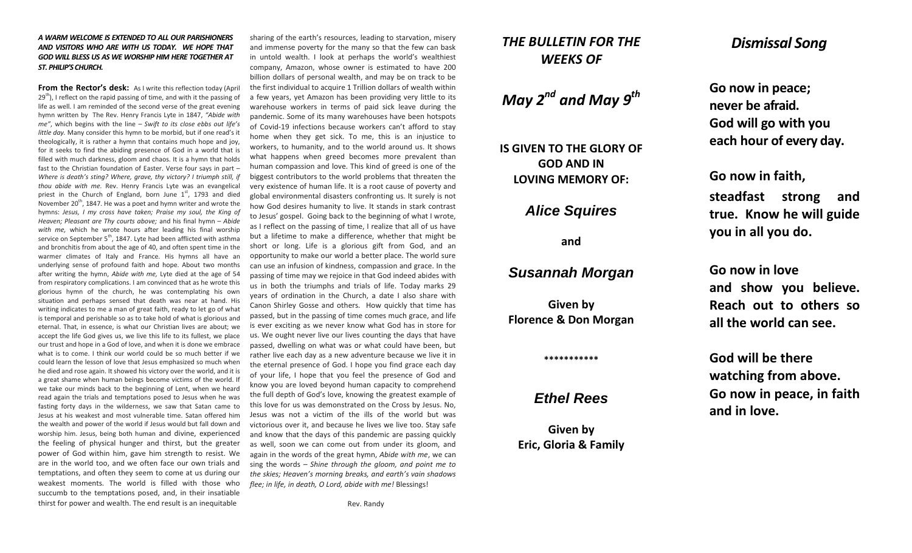***A WARM WELCOME IS EXTENDED TO ALL OUR PARISHIONERS AND VISITORS WHO ARE WITH US TODAY. WE HOPE THAT GOD WILL BLESS US AS WE WORSHIP HIM HERE TOGETHER AT ST. PHILIP'S CHURCH.***

**From the Rector's desk:** As I write this reflection today (April 29th), I reflect on the rapid passing of time, and with it the passing of life as well. I am reminded of the second verse of the great evening hymn written by The Rev. Henry Francis Lyte in 1847, *"Abide with me"*, which begins with the line – *Swift to its close ebbs out life's little day.* Many consider this hymn to be morbid, but if one read's it theologically, it is rather a hymn that contains much hope and joy, for it seeks to find the abiding presence of God in a world that is filled with much darkness, gloom and chaos. It is a hymn that holds fast to the Christian foundation of Easter. Verse four says in part – *Where is death's sting? Where, grave, thy victory? I triumph still, if thou abide with me.* Rev. Henry Francis Lyte was an evangelical priest in the Church of England, born June 1st, 1793 and died November 20th, 1847. He was a poet and hymn writer and wrote the hymns: *Jesus, I my cross have taken; Praise my soul, the King of Heaven; Pleasant are Thy courts above;* and his final hymn – *Abide with me,* which he wrote hours after leading his final worship service on September 5th, 1847. Lyte had been afflicted with asthma and bronchitis from about the age of 40, and often spent time in the warmer climates of Italy and France. His hymns all have an underlying sense of profound faith and hope. About two months after writing the hymn, *Abide with me,* Lyte died at the age of 54 from respiratory complications. I am convinced that as he wrote this glorious hymn of the church, he was contemplating his own situation and perhaps sensed that death was near at hand. His writing indicates to me a man of great faith, ready to let go of what is temporal and perishable so as to take hold of what is glorious and eternal. That, in essence, is what our Christian lives are about; we accept the life God gives us, we live this life to its fullest, we place our trust and hope in a God of love, and when it is done we embrace what is to come. I think our world could be so much better if we could learn the lesson of love that Jesus emphasized so much when he died and rose again. It showed his victory over the world, and it is a great shame when human beings become victims of the world. If we take our minds back to the beginning of Lent, when we heard read again the trials and temptations posed to Jesus when he was fasting forty days in the wilderness, we saw that Satan came to Jesus at his weakest and most vulnerable time. Satan offered him the wealth and power of the world if Jesus would but fall down and worship him. Jesus, being both human and divine, experienced the feeling of physical hunger and thirst, but the greater power of God within him, gave him strength to resist. We are in the world too, and we often face our own trials and temptations, and often they seem to come at us during our weakest moments. The world is filled with those who succumb to the temptations posed, and, in their insatiable thirst for power and wealth. The end result is an inequitable sharing of the earth's resources, leading to starvation, misery and immense poverty for the many so that the few can bask in untold wealth. I look at perhaps the world's wealthiest company, Amazon, whose owner is estimated to have 200 billion dollars of personal wealth, and may be on track to be the first individual to acquire 1 Trillion dollars of wealth within a few years, yet Amazon has been providing very little to its warehouse workers in terms of paid sick leave during the pandemic. Some of its many warehouses have been hotspots of Covid-19 infections because workers can't afford to stay home when they get sick. To me, this is an injustice to workers, to humanity, and to the world around us. It shows what happens when greed becomes more prevalent than human compassion and love. This kind of greed is one of the biggest contributors to the world problems that threaten the very existence of human life. It is a root cause of poverty and global environmental disasters confronting us. It surely is not how God desires humanity to live. It stands in stark contrast to Jesus' gospel. Going back to the beginning of what I wrote, as I reflect on the passing of time, I realize that all of us have but a lifetime to make a difference, whether that might be short or long. Life is a glorious gift from God, and an opportunity to make our world a better place. The world sure can use an infusion of kindness, compassion and grace. In the passing of time may we rejoice in that God indeed abides with us in both the triumphs and trials of life. Today marks 29 years of ordination in the Church, a date I also share with Canon Shirley Gosse and others. How quickly that time has passed, but in the passing of time comes much grace, and life is ever exciting as we never know what God has in store for us. We ought never live our lives counting the days that have passed, dwelling on what was or what could have been, but rather live each day as a new adventure because we live it in the eternal presence of God. I hope you find grace each day of your life, I hope that you feel the presence of God and know you are loved beyond human capacity to comprehend the full depth of God's love, knowing the greatest example of this love for us was demonstrated on the Cross by Jesus. No, Jesus was not a victim of the ills of the world but was victorious over it, and because he lives we live too. Stay safe and know that the days of this pandemic are passing quickly as well, soon we can come out from under its gloom, and again in the words of the great hymn, *Abide with me*, we can sing the words – *Shine through the gloom, and point me to the skies; Heaven's morning breaks, and earth's vain shadows flee; in life, in death, O Lord, abide with me!* Blessings!

Rev. Randy

## *THE BULLETIN FOR THE WEEKS OF*

## *May 2nd and May 9th*

**IS GIVEN TO THE GLORY OF GOD AND IN LOVING MEMORY OF:**

***Alice Squires***

**and**

***Susannah Morgan***

**Given by**
**Florence & Don Morgan**

\*\*\*\*\*\*\*\*\*\*\*

***Ethel Rees***

**Given by**
**Eric, Gloria & Family**

## *Dismissal Song*

**Go now in peace;**
**never be afraid.**
**God will go with you**
**each hour of every day.**

**Go now in faith,**
**steadfast strong and true. Know he will guide you in all you do.**

**Go now in love**
**and show you believe. Reach out to others so all the world can see.**

**God will be there**
**watching from above.**
**Go now in peace, in faith and in love.**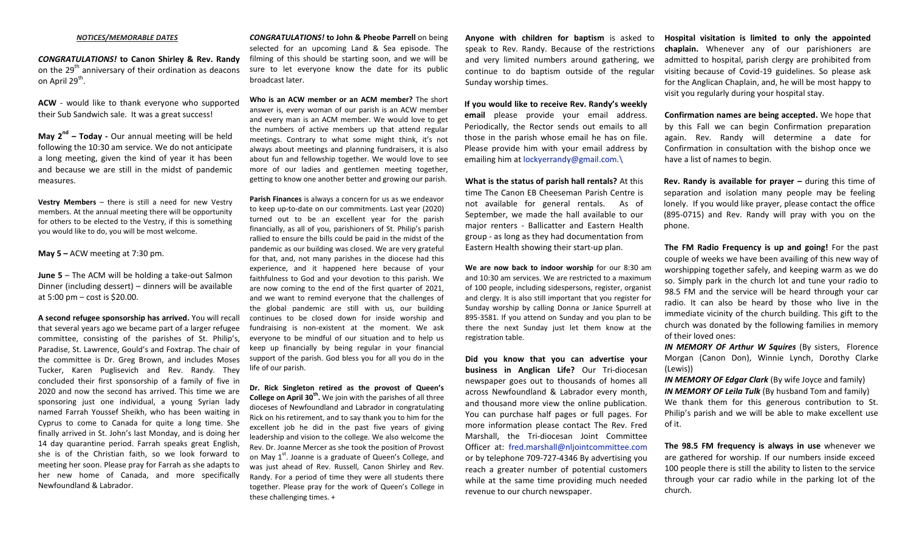***NOTICES/MEMORABLE DATES***

***CONGRATULATIONS!* to Canon Shirley & Rev. Randy** on the 29th anniversary of their ordination as deacons on April 29th.

**ACW** - would like to thank everyone who supported their Sub Sandwich sale. It was a great success!

**May 2nd – Today -** Our annual meeting will be held following the 10:30 am service. We do not anticipate a long meeting, given the kind of year it has been and because we are still in the midst of pandemic measures.

**Vestry Members** – there is still a need for new Vestry members. At the annual meeting there will be opportunity for others to be elected to the Vestry, if this is something you would like to do, you will be most welcome.

**May 5 –** ACW meeting at 7:30 pm.

**June 5** – The ACM will be holding a take-out Salmon Dinner (including dessert) – dinners will be available at 5:00 pm – cost is $20.00.

**A second refugee sponsorship has arrived.** You will recall that several years ago we became part of a larger refugee committee, consisting of the parishes of St. Philip's, Paradise, St. Lawrence, Gould's and Foxtrap. The chair of the committee is Dr. Greg Brown, and includes Moses Tucker, Karen Puglisevich and Rev. Randy. They concluded their first sponsorship of a family of five in 2020 and now the second has arrived. This time we are sponsoring just one individual, a young Syrian lady named Farrah Youssef Sheikh, who has been waiting in Cyprus to come to Canada for quite a long time. She finally arrived in St. John's last Monday, and is doing her 14 day quarantine period. Farrah speaks great English, she is of the Christian faith, so we look forward to meeting her soon. Please pray for Farrah as she adapts to her new home of Canada, and more specifically Newfoundland & Labrador.

***CONGRATULATIONS!* to John & Pheobe Parrell** on being selected for an upcoming Land & Sea episode. The filming of this should be starting soon, and we will be sure to let everyone know the date for its public broadcast later.

**Who is an ACW member or an ACM member?** The short answer is, every woman of our parish is an ACW member and every man is an ACM member. We would love to get the numbers of active members up that attend regular meetings. Contrary to what some might think, it's not always about meetings and planning fundraisers, it is also about fun and fellowship together. We would love to see more of our ladies and gentlemen meeting together, getting to know one another better and growing our parish.

**Parish Finances** is always a concern for us as we endeavor to keep up-to-date on our commitments. Last year (2020) turned out to be an excellent year for the parish financially, as all of you, parishioners of St. Philip's parish rallied to ensure the bills could be paid in the midst of the pandemic as our building was closed. We are very grateful for that, and, not many parishes in the diocese had this experience, and it happened here because of your faithfulness to God and your devotion to this parish. We are now coming to the end of the first quarter of 2021, and we want to remind everyone that the challenges of the global pandemic are still with us, our building continues to be closed down for inside worship and fundraising is non-existent at the moment. We ask everyone to be mindful of our situation and to help us keep up financially by being regular in your financial support of the parish. God bless you for all you do in the life of our parish.

**Dr. Rick Singleton retired as the provost of Queen's College on April 30th.** We join with the parishes of all three dioceses of Newfoundland and Labrador in congratulating Rick on his retirement, and to say thank you to him for the excellent job he did in the past five years of giving leadership and vision to the college. We also welcome the Rev. Dr. Joanne Mercer as she took the position of Provost on May 1st. Joanne is a graduate of Queen's College, and was just ahead of Rev. Russell, Canon Shirley and Rev. Randy. For a period of time they were all students there together. Please pray for the work of Queen's College in these challenging times. +

**Anyone with children for baptism** is asked to speak to Rev. Randy. Because of the restrictions and very limited numbers around gathering, we continue to do baptism outside of the regular Sunday worship times.

**If you would like to receive Rev. Randy's weekly email** please provide your email address. Periodically, the Rector sends out emails to all those in the parish whose email he has on file. Please provide him with your email address by emailing him at lockyerrandy@gmail.com.\

**What is the status of parish hall rentals?** At this time The Canon EB Cheeseman Parish Centre is not available for general rentals. As of September, we made the hall available to our major renters - Ballicatter and Eastern Health group - as long as they had documentation from Eastern Health showing their start-up plan.

**We are now back to indoor worship** for our 8:30 am and 10:30 am services. We are restricted to a maximum of 100 people, including sidespersons, register, organist and clergy. It is also still important that you register for Sunday worship by calling Donna or Janice Spurrell at 895-3581. If you attend on Sunday and you plan to be there the next Sunday just let them know at the registration table.

**Did you know that you can advertise your business in Anglican Life?** Our Tri-diocesan newspaper goes out to thousands of homes all across Newfoundland & Labrador every month, and thousand more view the online publication. You can purchase half pages or full pages. For more information please contact The Rev. Fred Marshall, the Tri-diocesan Joint Committee Officer at: fred.marshall@nljointcommittee.com or by telephone 709-727-4346 By advertising you reach a greater number of potential customers while at the same time providing much needed revenue to our church newspaper.

**Hospital visitation is limited to only the appointed chaplain.** Whenever any of our parishioners are admitted to hospital, parish clergy are prohibited from visiting because of Covid-19 guidelines. So please ask for the Anglican Chaplain, and, he will be most happy to visit you regularly during your hospital stay.

**Confirmation names are being accepted.** We hope that by this Fall we can begin Confirmation preparation again. Rev. Randy will determine a date for Confirmation in consultation with the bishop once we have a list of names to begin.

**Rev. Randy is available for prayer –** during this time of separation and isolation many people may be feeling lonely. If you would like prayer, please contact the office (895-0715) and Rev. Randy will pray with you on the phone.

**The FM Radio Frequency is up and going!** For the past couple of weeks we have been availing of this new way of worshipping together safely, and keeping warm as we do so. Simply park in the church lot and tune your radio to 98.5 FM and the service will be heard through your car radio. It can also be heard by those who live in the immediate vicinity of the church building. This gift to the church was donated by the following families in memory of their loved ones:

***IN MEMORY OF Arthur W Squires*** (By sisters, Florence Morgan (Canon Don), Winnie Lynch, Dorothy Clarke (Lewis))

***IN MEMORY OF Edgar Clark*** (By wife Joyce and family)

***IN MEMORY OF Leila Tulk*** (By husband Tom and family)

We thank them for this generous contribution to St. Philip's parish and we will be able to make excellent use of it.

**The 98.5 FM frequency is always in use** whenever we are gathered for worship. If our numbers inside exceed 100 people there is still the ability to listen to the service through your car radio while in the parking lot of the church.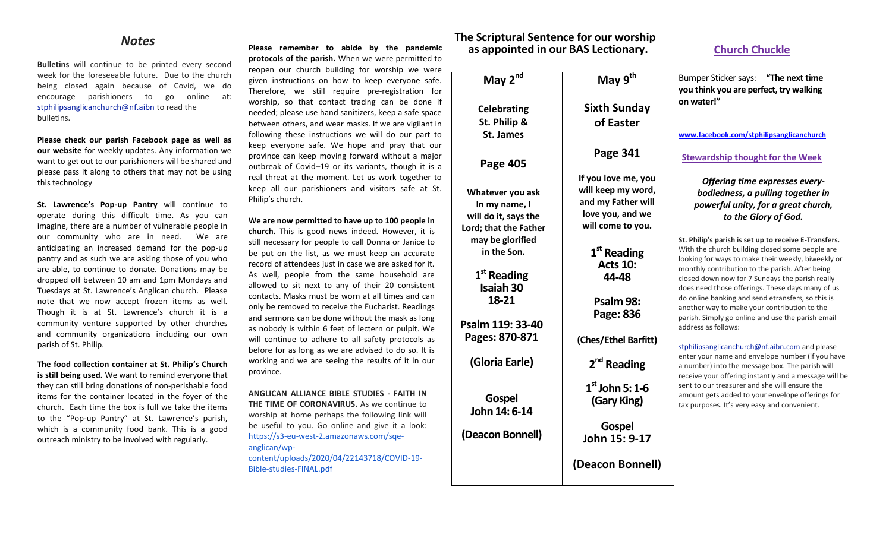## *Notes*

**Bulletins** will continue to be printed every second week for the foreseeable future. Due to the church being closed again because of Covid, we do encourage parishioners to go online at: stphilipsanglicanchurch@nf.aibn to read the bulletins.

**Please check our parish Facebook page as well as our website** for weekly updates. Any information we want to get out to our parishioners will be shared and please pass it along to others that may not be using this technology

**St. Lawrence's Pop-up Pantry** will continue to operate during this difficult time. As you can imagine, there are a number of vulnerable people in our community who are in need. We are anticipating an increased demand for the pop-up pantry and as such we are asking those of you who are able, to continue to donate. Donations may be dropped off between 10 am and 1pm Mondays and Tuesdays at St. Lawrence's Anglican church. Please note that we now accept frozen items as well. Though it is at St. Lawrence's church it is a community venture supported by other churches and community organizations including our own parish of St. Philip.

**The food collection container at St. Philip's Church is still being used.** We want to remind everyone that they can still bring donations of non-perishable food items for the container located in the foyer of the church. Each time the box is full we take the items to the "Pop-up Pantry" at St. Lawrence's parish, which is a community food bank. This is a good outreach ministry to be involved with regularly.

**Please remember to abide by the pandemic protocols of the parish.** When we were permitted to reopen our church building for worship we were given instructions on how to keep everyone safe. Therefore, we still require pre-registration for worship, so that contact tracing can be done if needed; please use hand sanitizers, keep a safe space between others, and wear masks. If we are vigilant in following these instructions we will do our part to keep everyone safe. We hope and pray that our province can keep moving forward without a major outbreak of Covid–19 or its variants, though it is a real threat at the moment. Let us work together to keep all our parishioners and visitors safe at St. Philip's church.

**We are now permitted to have up to 100 people in church.** This is good news indeed. However, it is still necessary for people to call Donna or Janice to be put on the list, as we must keep an accurate record of attendees just in case we are asked for it. As well, people from the same household are allowed to sit next to any of their 20 consistent contacts. Masks must be worn at all times and can only be removed to receive the Eucharist. Readings and sermons can be done without the mask as long as nobody is within 6 feet of lectern or pulpit. We will continue to adhere to all safety protocols as before for as long as we are advised to do so. It is working and we are seeing the results of it in our province.

**ANGLICAN ALLIANCE BIBLE STUDIES - FAITH IN THE TIME OF CORONAVIRUS.** As we continue to worship at home perhaps the following link will be useful to you. Go online and give it a look: https://s3-eu-west-2.amazonaws.com/sqe-anglican/wp-content/uploads/2020/04/22143718/COVID-19-Bible-studies-FINAL.pdf

## The Scriptural Sentence for our worship as appointed in our BAS Lectionary.

| **May 2nd** | **May 9th** |
|---|---|
| **Celebrating St. Philip & St. James** | **Sixth Sunday of Easter** |
| **Page 405** | **Page 341** |
| **Whatever you ask In my name, I will do it, says the Lord; that the Father may be glorified in the Son.** | **If you love me, you will keep my word, and my Father will love you, and we will come to you.** |
| **1st Reading Isaiah 30 18-21** | **1st Reading Acts 10: 44-48** |
| **Psalm 119: 33-40 Pages: 870-871** | **Psalm 98: Page: 836** |
| **(Gloria Earle)** | **(Ches/Ethel Barfitt)** |
| | **2nd Reading** |
| | **1st John 5: 1-6 (Gary King)** |
| **Gospel John 14: 6-14** | **Gospel John 15: 9-17** |
| **(Deacon Bonnell)** | **(Deacon Bonnell)** |

## Church Chuckle

Bumper Sticker says: **"The next time you think you are perfect, try walking on water!"**

**www.facebook.com/stphilipsanglicanchurch**

### Stewardship thought for the Week

***Offering time expresses every-bodiedness, a pulling together in powerful unity, for a great church, to the Glory of God.***

**St. Philip's parish is set up to receive E-Transfers.** With the church building closed some people are looking for ways to make their weekly, biweekly or monthly contribution to the parish. After being closed down now for 7 Sundays the parish really does need those offerings. These days many of us do online banking and send etransfers, so this is another way to make your contribution to the parish. Simply go online and use the parish email address as follows:

stphilipsanglicanchurch@nf.aibn.com and please enter your name and envelope number (if you have a number) into the message box. The parish will receive your offering instantly and a message will be sent to our treasurer and she will ensure the amount gets added to your envelope offerings for tax purposes. It's very easy and convenient.